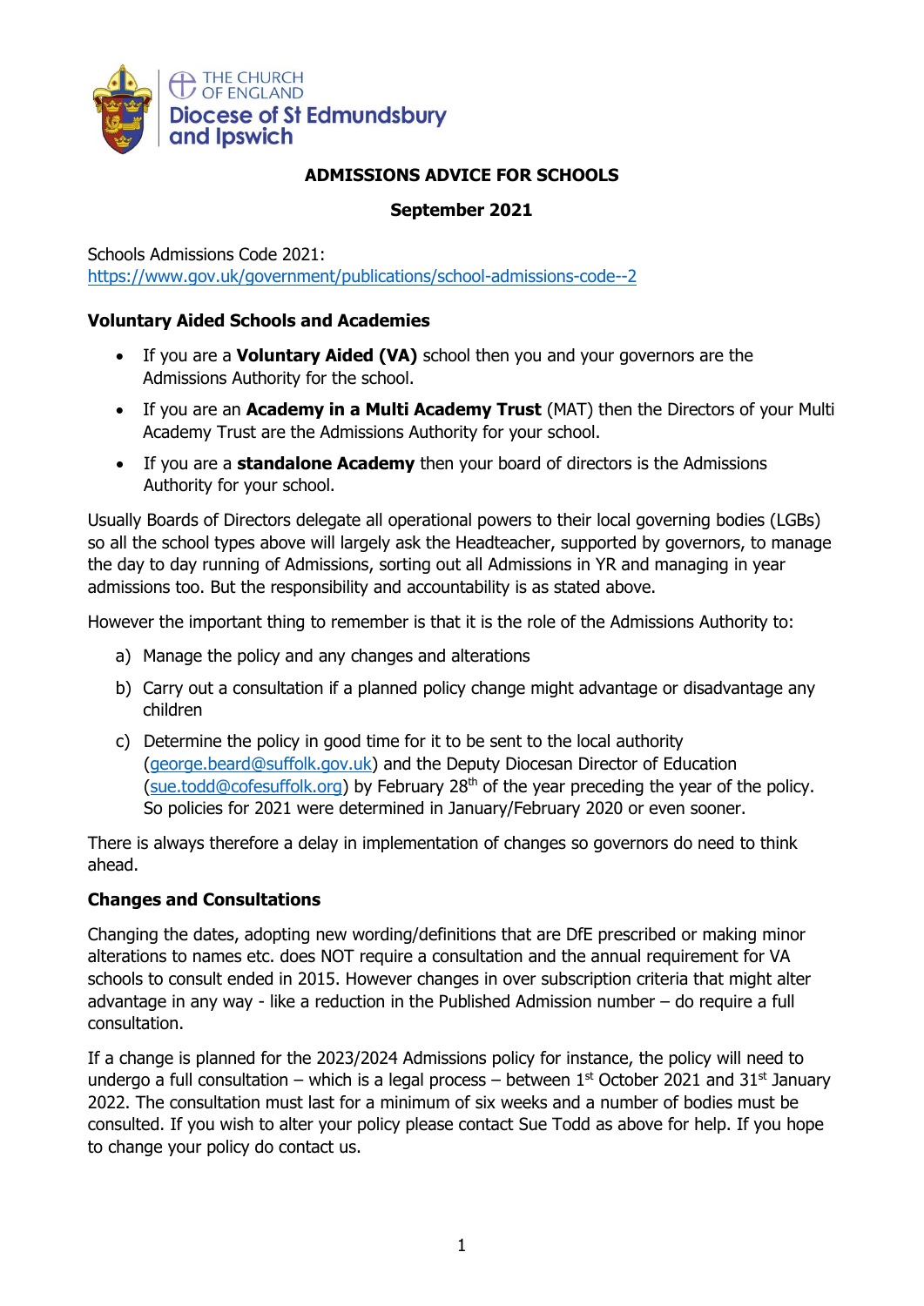THE CHURCH OF ENGLAND
Diocese of St Edmundsbury and Ipswich

## ADMISSIONS ADVICE FOR SCHOOLS

**September 2021**

Schools Admissions Code 2021:
https://www.gov.uk/government/publications/school-admissions-code--2

### Voluntary Aided Schools and Academies

- If you are a **Voluntary Aided (VA)** school then you and your governors are the Admissions Authority for the school.
- If you are an **Academy in a Multi Academy Trust** (MAT) then the Directors of your Multi Academy Trust are the Admissions Authority for your school.
- If you are a **standalone Academy** then your board of directors is the Admissions Authority for your school.

Usually Boards of Directors delegate all operational powers to their local governing bodies (LGBs) so all the school types above will largely ask the Headteacher, supported by governors, to manage the day to day running of Admissions, sorting out all Admissions in YR and managing in year admissions too. But the responsibility and accountability is as stated above.

However the important thing to remember is that it is the role of the Admissions Authority to:

a) Manage the policy and any changes and alterations
b) Carry out a consultation if a planned policy change might advantage or disadvantage any children
c) Determine the policy in good time for it to be sent to the local authority (george.beard@suffolk.gov.uk) and the Deputy Diocesan Director of Education (sue.todd@cofesuffolk.org) by February 28th of the year preceding the year of the policy. So policies for 2021 were determined in January/February 2020 or even sooner.

There is always therefore a delay in implementation of changes so governors do need to think ahead.

### Changes and Consultations

Changing the dates, adopting new wording/definitions that are DfE prescribed or making minor alterations to names etc. does NOT require a consultation and the annual requirement for VA schools to consult ended in 2015. However changes in over subscription criteria that might alter advantage in any way - like a reduction in the Published Admission number – do require a full consultation.

If a change is planned for the 2023/2024 Admissions policy for instance, the policy will need to undergo a full consultation – which is a legal process – between 1st October 2021 and 31st January 2022. The consultation must last for a minimum of six weeks and a number of bodies must be consulted. If you wish to alter your policy please contact Sue Todd as above for help. If you hope to change your policy do contact us.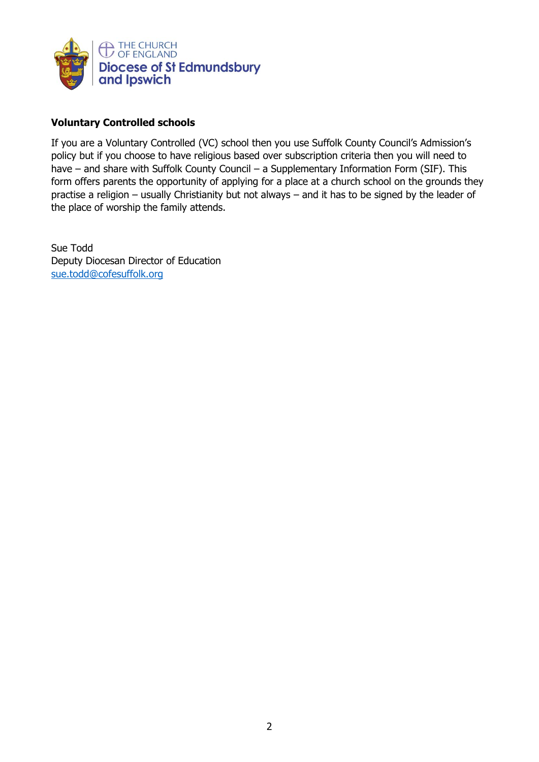**Voluntary Controlled schools**

If you are a Voluntary Controlled (VC) school then you use Suffolk County Council's Admission's policy but if you choose to have religious based over subscription criteria then you will need to have – and share with Suffolk County Council – a Supplementary Information Form (SIF). This form offers parents the opportunity of applying for a place at a church school on the grounds they practise a religion – usually Christianity but not always – and it has to be signed by the leader of the place of worship the family attends.

Sue Todd
Deputy Diocesan Director of Education
sue.todd@cofesuffolk.org